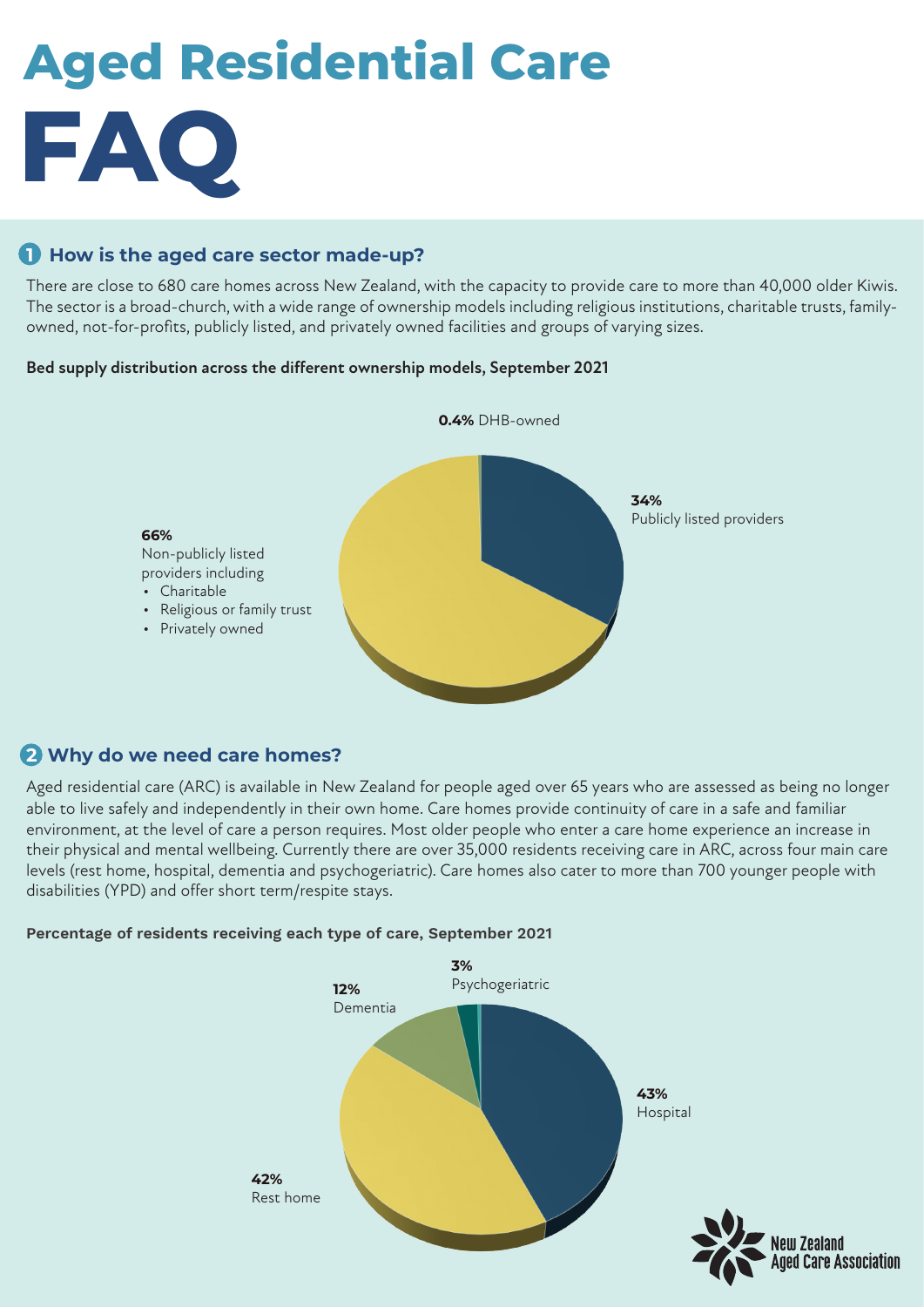# Aged Residential Care

# FAQ

## 1 How is the aged care sector made-up?

There are close to 680 care homes across New Zealand, with the capacity to provide care to more than 40,000 older Kiwis. The sector is a broad-church, with a wide range of ownership models including religious institutions, charitable trusts, family-owned, not-for-profits, publicly listed, and privately owned facilities and groups of varying sizes.

**Bed supply distribution across the different ownership models, September 2021**

**0.4%** DHB-owned

**34%** Publicly listed providers

**66%** Non-publicly listed providers including

- Charitable
- Religious or family trust
- Privately owned

## 2 Why do we need care homes?

Aged residential care (ARC) is available in New Zealand for people aged over 65 years who are assessed as being no longer able to live safely and independently in their own home. Care homes provide continuity of care in a safe and familiar environment, at the level of care a person requires. Most older people who enter a care home experience an increase in their physical and mental wellbeing. Currently there are over 35,000 residents receiving care in ARC, across four main care levels (rest home, hospital, dementia and psychogeriatric). Care homes also cater to more than 700 younger people with disabilities (YPD) and offer short term/respite stays.

**Percentage of residents receiving each type of care, September 2021**

**3%** Psychogeriatric

**12%** Dementia

**43%** Hospital

**42%** Rest home

New Zealand Aged Care Association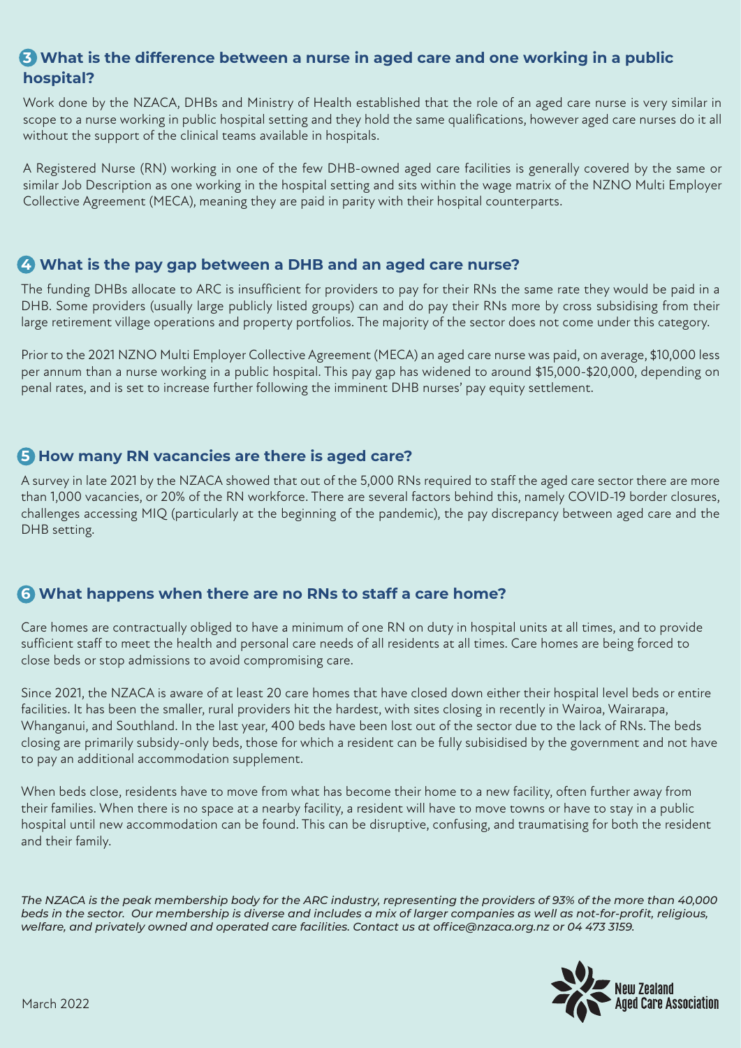## 3 What is the difference between a nurse in aged care and one working in a public hospital?

Work done by the NZACA, DHBs and Ministry of Health established that the role of an aged care nurse is very similar in scope to a nurse working in public hospital setting and they hold the same qualifications, however aged care nurses do it all without the support of the clinical teams available in hospitals.

A Registered Nurse (RN) working in one of the few DHB-owned aged care facilities is generally covered by the same or similar Job Description as one working in the hospital setting and sits within the wage matrix of the NZNO Multi Employer Collective Agreement (MECA), meaning they are paid in parity with their hospital counterparts.

## 4 What is the pay gap between a DHB and an aged care nurse?

The funding DHBs allocate to ARC is insufficient for providers to pay for their RNs the same rate they would be paid in a DHB. Some providers (usually large publicly listed groups) can and do pay their RNs more by cross subsidising from their large retirement village operations and property portfolios. The majority of the sector does not come under this category.

Prior to the 2021 NZNO Multi Employer Collective Agreement (MECA) an aged care nurse was paid, on average, $10,000 less per annum than a nurse working in a public hospital. This pay gap has widened to around $15,000-$20,000, depending on penal rates, and is set to increase further following the imminent DHB nurses' pay equity settlement.

## 5 How many RN vacancies are there is aged care?

A survey in late 2021 by the NZACA showed that out of the 5,000 RNs required to staff the aged care sector there are more than 1,000 vacancies, or 20% of the RN workforce. There are several factors behind this, namely COVID-19 border closures, challenges accessing MIQ (particularly at the beginning of the pandemic), the pay discrepancy between aged care and the DHB setting.

## 6 What happens when there are no RNs to staff a care home?

Care homes are contractually obliged to have a minimum of one RN on duty in hospital units at all times, and to provide sufficient staff to meet the health and personal care needs of all residents at all times. Care homes are being forced to close beds or stop admissions to avoid compromising care.

Since 2021, the NZACA is aware of at least 20 care homes that have closed down either their hospital level beds or entire facilities. It has been the smaller, rural providers hit the hardest, with sites closing in recently in Wairoa, Wairarapa, Whanganui, and Southland. In the last year, 400 beds have been lost out of the sector due to the lack of RNs. The beds closing are primarily subsidy-only beds, those for which a resident can be fully subisidised by the government and not have to pay an additional accommodation supplement.

When beds close, residents have to move from what has become their home to a new facility, often further away from their families. When there is no space at a nearby facility, a resident will have to move towns or have to stay in a public hospital until new accommodation can be found. This can be disruptive, confusing, and traumatising for both the resident and their family.

*The NZACA is the peak membership body for the ARC industry, representing the providers of 93% of the more than 40,000 beds in the sector. Our membership is diverse and includes a mix of larger companies as well as not-for-profit, religious, welfare, and privately owned and operated care facilities. Contact us at office@nzaca.org.nz or 04 473 3159.*

March 2022

New Zealand Aged Care Association